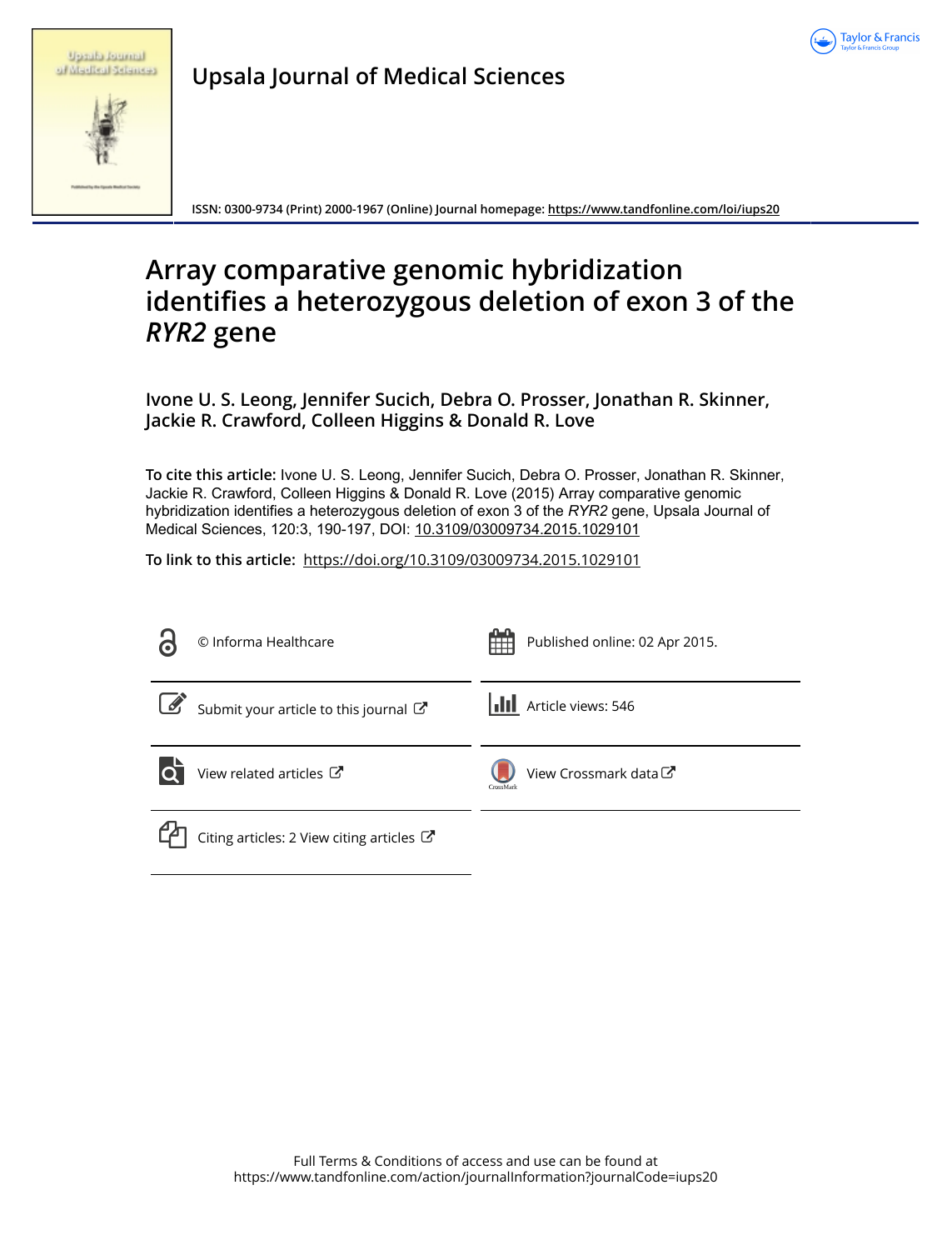Upsala Journal of Medical Sciences

ISSN: 0300-9734 (Print) 2000-1967 (Online) Journal homepage: https://www.tandfonline.com/loi/iups20

# Array comparative genomic hybridization identifies a heterozygous deletion of exon 3 of the *RYR2* gene

**Ivone U. S. Leong, Jennifer Sucich, Debra O. Prosser, Jonathan R. Skinner, Jackie R. Crawford, Colleen Higgins & Donald R. Love**

**To cite this article:** Ivone U. S. Leong, Jennifer Sucich, Debra O. Prosser, Jonathan R. Skinner, Jackie R. Crawford, Colleen Higgins & Donald R. Love (2015) Array comparative genomic hybridization identifies a heterozygous deletion of exon 3 of the *RYR2* gene, Upsala Journal of Medical Sciences, 120:3, 190-197, DOI: 10.3109/03009734.2015.1029101

**To link to this article:** https://doi.org/10.3109/03009734.2015.1029101

© Informa Healthcare

Published online: 02 Apr 2015.

Submit your article to this journal

Article views: 546

View related articles

View Crossmark data

Citing articles: 2 View citing articles

Full Terms & Conditions of access and use can be found at
https://www.tandfonline.com/action/journalInformation?journalCode=iups20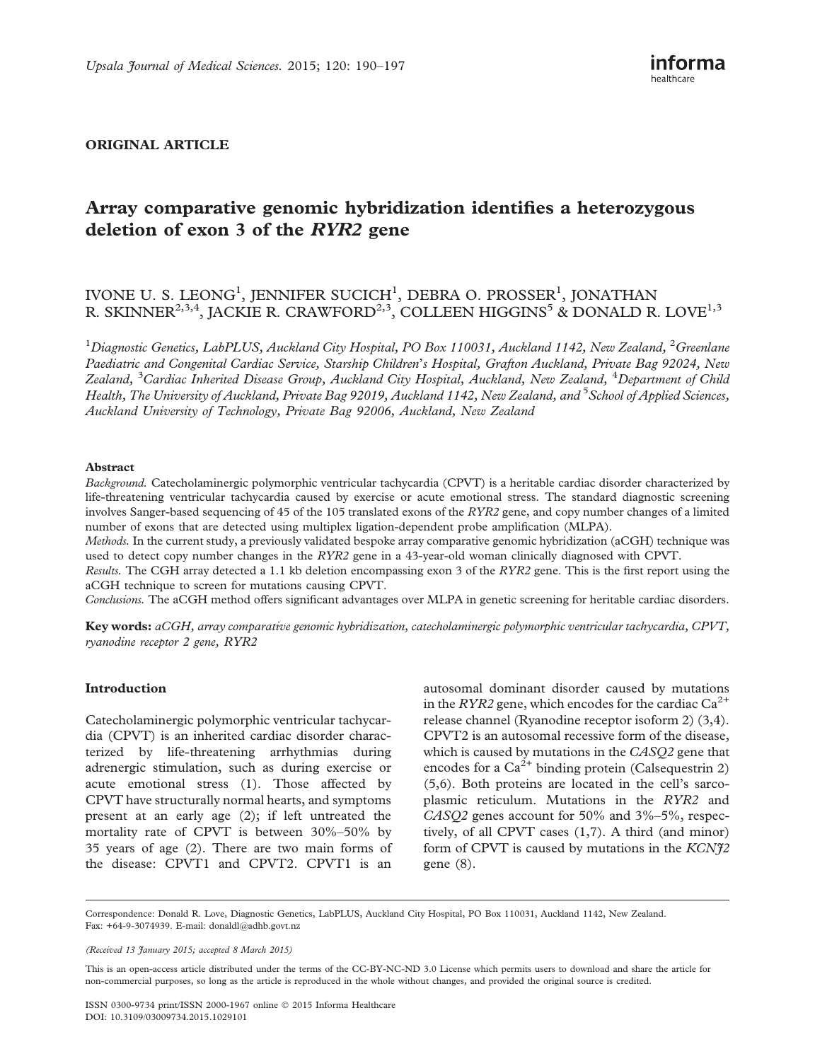ORIGINAL ARTICLE

# Array comparative genomic hybridization identifies a heterozygous deletion of exon 3 of the *RYR2* gene

IVONE U. S. LEONG[1], JENNIFER SUCICH[1], DEBRA O. PROSSER[1], JONATHAN R. SKINNER[2,3,4], JACKIE R. CRAWFORD[2,3], COLLEEN HIGGINS[5] & DONALD R. LOVE[1,3]

[1]*Diagnostic Genetics, LabPLUS, Auckland City Hospital, PO Box 110031, Auckland 1142, New Zealand,* [2]*Greenlane Paediatric and Congenital Cardiac Service, Starship Children's Hospital, Grafton Auckland, Private Bag 92024, New Zealand,* [3]*Cardiac Inherited Disease Group, Auckland City Hospital, Auckland, New Zealand,* [4]*Department of Child Health, The University of Auckland, Private Bag 92019, Auckland 1142, New Zealand, and* [5]*School of Applied Sciences, Auckland University of Technology, Private Bag 92006, Auckland, New Zealand*

## Abstract

*Background.* Catecholaminergic polymorphic ventricular tachycardia (CPVT) is a heritable cardiac disorder characterized by life-threatening ventricular tachycardia caused by exercise or acute emotional stress. The standard diagnostic screening involves Sanger-based sequencing of 45 of the 105 translated exons of the *RYR2* gene, and copy number changes of a limited number of exons that are detected using multiplex ligation-dependent probe amplification (MLPA).

*Methods.* In the current study, a previously validated bespoke array comparative genomic hybridization (aCGH) technique was used to detect copy number changes in the *RYR2* gene in a 43-year-old woman clinically diagnosed with CPVT.

*Results.* The CGH array detected a 1.1 kb deletion encompassing exon 3 of the *RYR2* gene. This is the first report using the aCGH technique to screen for mutations causing CPVT.

*Conclusions.* The aCGH method offers significant advantages over MLPA in genetic screening for heritable cardiac disorders.

**Key words:** *aCGH, array comparative genomic hybridization, catecholaminergic polymorphic ventricular tachycardia, CPVT, ryanodine receptor 2 gene, RYR2*

## Introduction

Catecholaminergic polymorphic ventricular tachycardia (CPVT) is an inherited cardiac disorder characterized by life-threatening arrhythmias during adrenergic stimulation, such as during exercise or acute emotional stress (1). Those affected by CPVT have structurally normal hearts, and symptoms present at an early age (2); if left untreated the mortality rate of CPVT is between 30%–50% by 35 years of age (2). There are two main forms of the disease: CPVT1 and CPVT2. CPVT1 is an autosomal dominant disorder caused by mutations in the *RYR2* gene, which encodes for the cardiac $Ca^{2+}$ release channel (Ryanodine receptor isoform 2) (3,4). CPVT2 is an autosomal recessive form of the disease, which is caused by mutations in the *CASQ2* gene that encodes for a $Ca^{2+}$ binding protein (Calsequestrin 2) (5,6). Both proteins are located in the cell's sarcoplasmic reticulum. Mutations in the *RYR2* and *CASQ2* genes account for 50% and 3%–5%, respectively, of all CPVT cases (1,7). A third (and minor) form of CPVT is caused by mutations in the *KCNJ2* gene (8).

Correspondence: Donald R. Love, Diagnostic Genetics, LabPLUS, Auckland City Hospital, PO Box 110031, Auckland 1142, New Zealand. Fax: +64-9-3074939. E-mail: donaldl@adhb.govt.nz

*(Received 13 January 2015; accepted 8 March 2015)*

This is an open-access article distributed under the terms of the CC-BY-NC-ND 3.0 License which permits users to download and share the article for non-commercial purposes, so long as the article is reproduced in the whole without changes, and provided the original source is credited.

ISSN 0300-9734 print/ISSN 2000-1967 online © 2015 Informa Healthcare
DOI: 10.3109/03009734.2015.1029101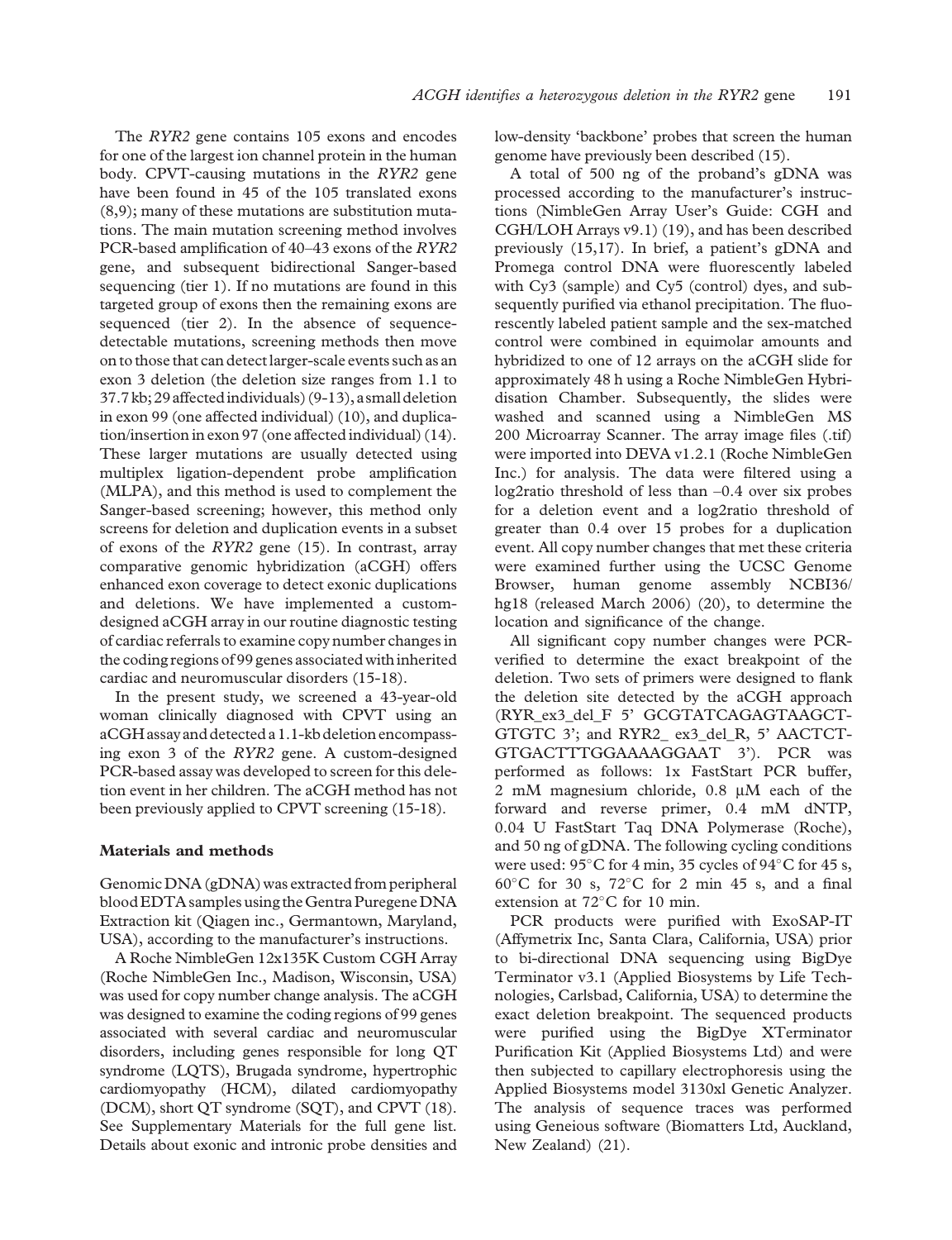The *RYR2* gene contains 105 exons and encodes for one of the largest ion channel protein in the human body. CPVT-causing mutations in the *RYR2* gene have been found in 45 of the 105 translated exons (8,9); many of these mutations are substitution mutations. The main mutation screening method involves PCR-based amplification of 40–43 exons of the *RYR2* gene, and subsequent bidirectional Sanger-based sequencing (tier 1). If no mutations are found in this targeted group of exons then the remaining exons are sequenced (tier 2). In the absence of sequence-detectable mutations, screening methods then move on to those that can detect larger-scale events such as an exon 3 deletion (the deletion size ranges from 1.1 to 37.7 kb; 29 affected individuals) (9-13), a small deletion in exon 99 (one affected individual) (10), and duplication/insertion in exon 97 (one affected individual) (14). These larger mutations are usually detected using multiplex ligation-dependent probe amplification (MLPA), and this method is used to complement the Sanger-based screening; however, this method only screens for deletion and duplication events in a subset of exons of the *RYR2* gene (15). In contrast, array comparative genomic hybridization (aCGH) offers enhanced exon coverage to detect exonic duplications and deletions. We have implemented a custom-designed aCGH array in our routine diagnostic testing of cardiac referrals to examine copy number changes in the coding regions of 99 genes associated with inherited cardiac and neuromuscular disorders (15-18).

In the present study, we screened a 43-year-old woman clinically diagnosed with CPVT using an aCGH assay and detected a 1.1-kb deletion encompassing exon 3 of the *RYR2* gene. A custom-designed PCR-based assay was developed to screen for this deletion event in her children. The aCGH method has not been previously applied to CPVT screening (15-18).

## Materials and methods

Genomic DNA (gDNA) was extracted from peripheral blood EDTA samples using the Gentra Puregene DNA Extraction kit (Qiagen inc., Germantown, Maryland, USA), according to the manufacturer's instructions.

A Roche NimbleGen 12x135K Custom CGH Array (Roche NimbleGen Inc., Madison, Wisconsin, USA) was used for copy number change analysis. The aCGH was designed to examine the coding regions of 99 genes associated with several cardiac and neuromuscular disorders, including genes responsible for long QT syndrome (LQTS), Brugada syndrome, hypertrophic cardiomyopathy (HCM), dilated cardiomyopathy (DCM), short QT syndrome (SQT), and CPVT (18). See Supplementary Materials for the full gene list. Details about exonic and intronic probe densities and low-density 'backbone' probes that screen the human genome have previously been described (15).

A total of 500 ng of the proband's gDNA was processed according to the manufacturer's instructions (NimbleGen Array User's Guide: CGH and CGH/LOH Arrays v9.1) (19), and has been described previously (15,17). In brief, a patient's gDNA and Promega control DNA were fluorescently labeled with Cy3 (sample) and Cy5 (control) dyes, and subsequently purified via ethanol precipitation. The fluorescently labeled patient sample and the sex-matched control were combined in equimolar amounts and hybridized to one of 12 arrays on the aCGH slide for approximately 48 h using a Roche NimbleGen Hybridisation Chamber. Subsequently, the slides were washed and scanned using a NimbleGen MS 200 Microarray Scanner. The array image files (.tif) were imported into DEVA v1.2.1 (Roche NimbleGen Inc.) for analysis. The data were filtered using a log2ratio threshold of less than –0.4 over six probes for a deletion event and a log2ratio threshold of greater than 0.4 over 15 probes for a duplication event. All copy number changes that met these criteria were examined further using the UCSC Genome Browser, human genome assembly NCBI36/hg18 (released March 2006) (20), to determine the location and significance of the change.

All significant copy number changes were PCR-verified to determine the exact breakpoint of the deletion. Two sets of primers were designed to flank the deletion site detected by the aCGH approach (RYR_ex3_del_F 5' GCGTATCAGAGTAAGCT-GTGTC 3'; and RYR2_ ex3_del_R, 5' AACTCT-GTGACTTTGGAAAAGGAAT 3'). PCR was performed as follows: 1x FastStart PCR buffer, 2 mM magnesium chloride, 0.8 μM each of the forward and reverse primer, 0.4 mM dNTP, 0.04 U FastStart Taq DNA Polymerase (Roche), and 50 ng of gDNA. The following cycling conditions were used: 95°C for 4 min, 35 cycles of 94°C for 45 s, 60°C for 30 s, 72°C for 2 min 45 s, and a final extension at 72°C for 10 min.

PCR products were purified with ExoSAP-IT (Affymetrix Inc, Santa Clara, California, USA) prior to bi-directional DNA sequencing using BigDye Terminator v3.1 (Applied Biosystems by Life Technologies, Carlsbad, California, USA) to determine the exact deletion breakpoint. The sequenced products were purified using the BigDye XTerminator Purification Kit (Applied Biosystems Ltd) and were then subjected to capillary electrophoresis using the Applied Biosystems model 3130xl Genetic Analyzer. The analysis of sequence traces was performed using Geneious software (Biomatters Ltd, Auckland, New Zealand) (21).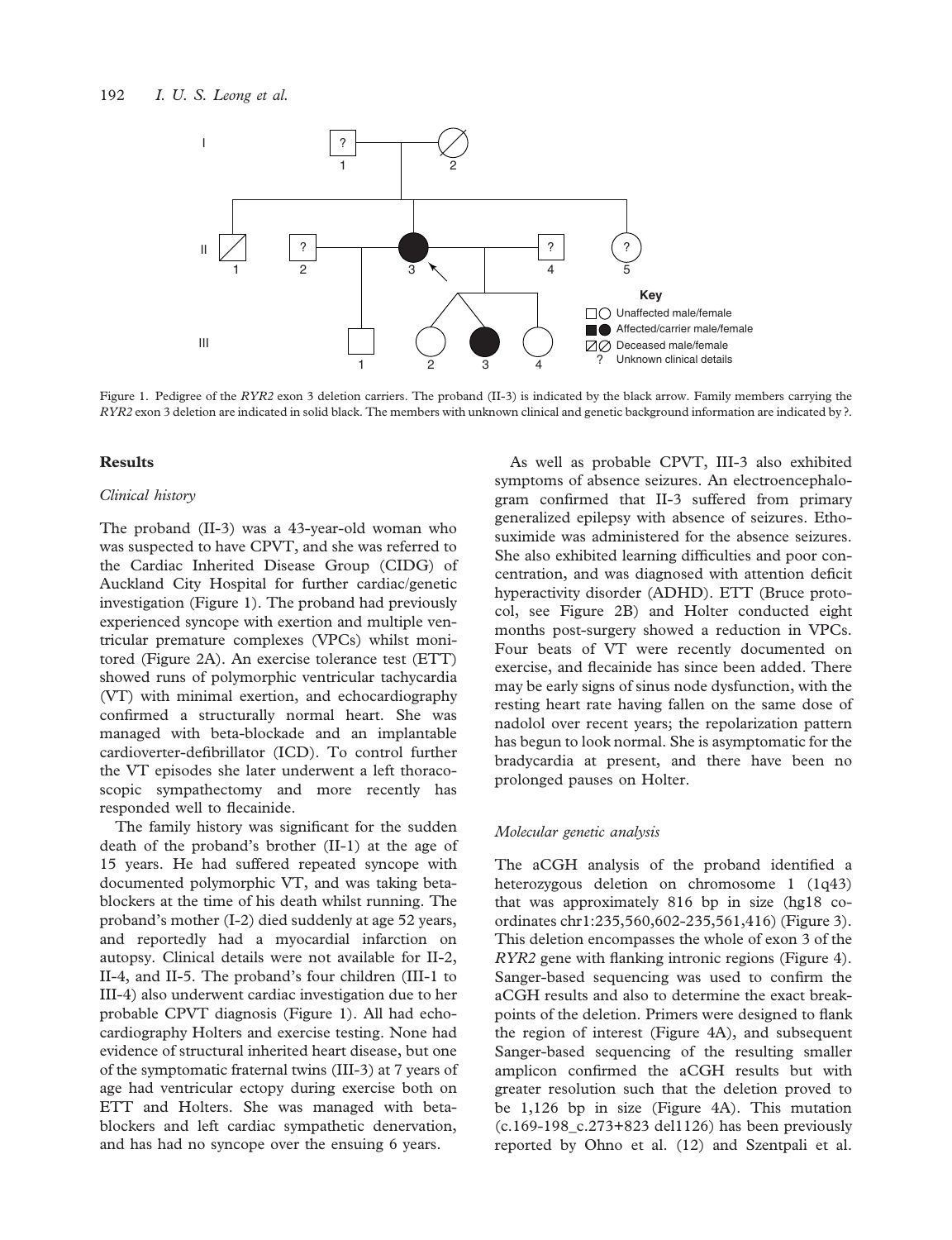Figure 1. Pedigree of the *RYR2* exon 3 deletion carriers. The proband (II-3) is indicated by the black arrow. Family members carrying the *RYR2* exon 3 deletion are indicated in solid black. The members with unknown clinical and genetic background information are indicated by ?.

## Results

### *Clinical history*

The proband (II-3) was a 43-year-old woman who was suspected to have CPVT, and she was referred to the Cardiac Inherited Disease Group (CIDG) of Auckland City Hospital for further cardiac/genetic investigation (Figure 1). The proband had previously experienced syncope with exertion and multiple ventricular premature complexes (VPCs) whilst monitored (Figure 2A). An exercise tolerance test (ETT) showed runs of polymorphic ventricular tachycardia (VT) with minimal exertion, and echocardiography confirmed a structurally normal heart. She was managed with beta-blockade and an implantable cardioverter-defibrillator (ICD). To control further the VT episodes she later underwent a left thoracoscopic sympathectomy and more recently has responded well to flecainide.

The family history was significant for the sudden death of the proband's brother (II-1) at the age of 15 years. He had suffered repeated syncope with documented polymorphic VT, and was taking beta-blockers at the time of his death whilst running. The proband's mother (I-2) died suddenly at age 52 years, and reportedly had a myocardial infarction on autopsy. Clinical details were not available for II-2, II-4, and II-5. The proband's four children (III-1 to III-4) also underwent cardiac investigation due to her probable CPVT diagnosis (Figure 1). All had echocardiography Holters and exercise testing. None had evidence of structural inherited heart disease, but one of the symptomatic fraternal twins (III-3) at 7 years of age had ventricular ectopy during exercise both on ETT and Holters. She was managed with beta-blockers and left cardiac sympathetic denervation, and has had no syncope over the ensuing 6 years.

As well as probable CPVT, III-3 also exhibited symptoms of absence seizures. An electroencephalogram confirmed that II-3 suffered from primary generalized epilepsy with absence of seizures. Ethosuximide was administered for the absence seizures. She also exhibited learning difficulties and poor concentration, and was diagnosed with attention deficit hyperactivity disorder (ADHD). ETT (Bruce protocol, see Figure 2B) and Holter conducted eight months post-surgery showed a reduction in VPCs. Four beats of VT were recently documented on exercise, and flecainide has since been added. There may be early signs of sinus node dysfunction, with the resting heart rate having fallen on the same dose of nadolol over recent years; the repolarization pattern has begun to look normal. She is asymptomatic for the bradycardia at present, and there have been no prolonged pauses on Holter.

### *Molecular genetic analysis*

The aCGH analysis of the proband identified a heterozygous deletion on chromosome 1 (1q43) that was approximately 816 bp in size (hg18 co-ordinates chr1:235,560,602-235,561,416) (Figure 3). This deletion encompasses the whole of exon 3 of the *RYR2* gene with flanking intronic regions (Figure 4). Sanger-based sequencing was used to confirm the aCGH results and also to determine the exact breakpoints of the deletion. Primers were designed to flank the region of interest (Figure 4A), and subsequent Sanger-based sequencing of the resulting smaller amplicon confirmed the aCGH results but with greater resolution such that the deletion proved to be 1,126 bp in size (Figure 4A). This mutation (c.169-198_c.273+823 del1126) has been previously reported by Ohno et al. (12) and Szentpali et al.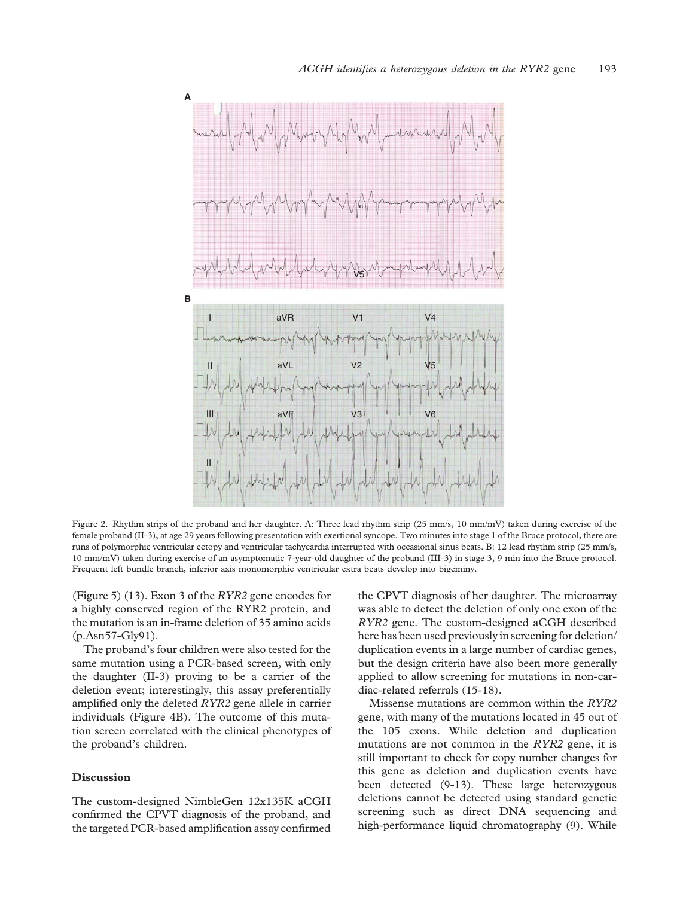Figure 2. Rhythm strips of the proband and her daughter. A: Three lead rhythm strip (25 mm/s, 10 mm/mV) taken during exercise of the female proband (II-3), at age 29 years following presentation with exertional syncope. Two minutes into stage 1 of the Bruce protocol, there are runs of polymorphic ventricular ectopy and ventricular tachycardia interrupted with occasional sinus beats. B: 12 lead rhythm strip (25 mm/s, 10 mm/mV) taken during exercise of an asymptomatic 7-year-old daughter of the proband (III-3) in stage 3, 9 min into the Bruce protocol. Frequent left bundle branch, inferior axis monomorphic ventricular extra beats develop into bigeminy.

(Figure 5) (13). Exon 3 of the *RYR2* gene encodes for a highly conserved region of the RYR2 protein, and the mutation is an in-frame deletion of 35 amino acids (p.Asn57-Gly91).

The proband's four children were also tested for the same mutation using a PCR-based screen, with only the daughter (II-3) proving to be a carrier of the deletion event; interestingly, this assay preferentially amplified only the deleted *RYR2* gene allele in carrier individuals (Figure 4B). The outcome of this mutation screen correlated with the clinical phenotypes of the proband's children.

## Discussion

The custom-designed NimbleGen 12x135K aCGH confirmed the CPVT diagnosis of the proband, and the targeted PCR-based amplification assay confirmed the CPVT diagnosis of her daughter. The microarray was able to detect the deletion of only one exon of the *RYR2* gene. The custom-designed aCGH described here has been used previously in screening for deletion/duplication events in a large number of cardiac genes, but the design criteria have also been more generally applied to allow screening for mutations in non-cardiac-related referrals (15-18).

Missense mutations are common within the *RYR2* gene, with many of the mutations located in 45 out of the 105 exons. While deletion and duplication mutations are not common in the *RYR2* gene, it is still important to check for copy number changes for this gene as deletion and duplication events have been detected (9-13). These large heterozygous deletions cannot be detected using standard genetic screening such as direct DNA sequencing and high-performance liquid chromatography (9). While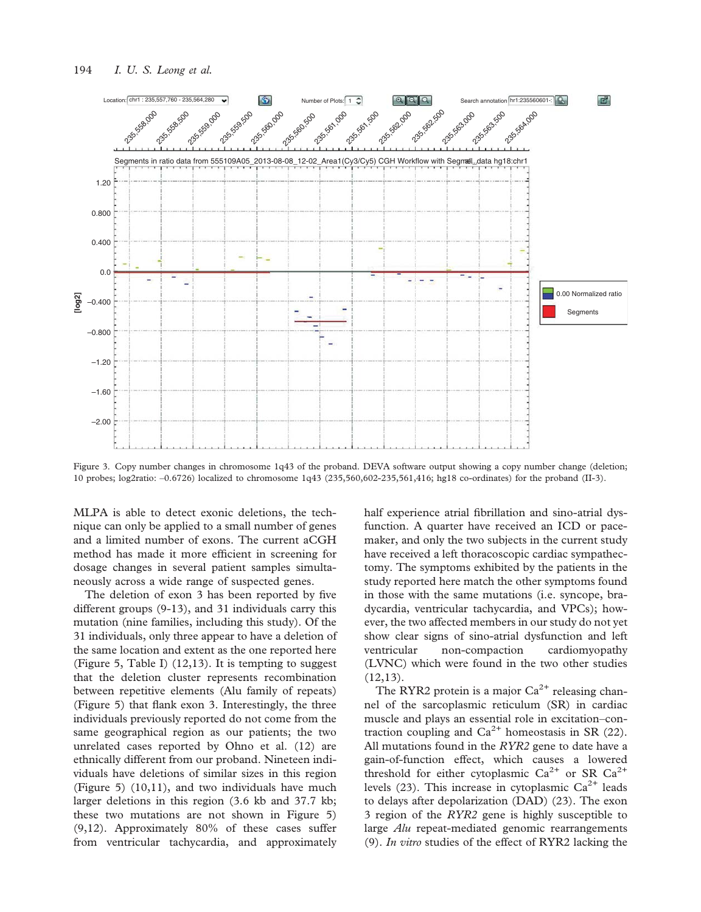Figure 3. Copy number changes in chromosome 1q43 of the proband. DEVA software output showing a copy number change (deletion; 10 probes; log2ratio: –0.6726) localized to chromosome 1q43 (235,560,602-235,561,416; hg18 co-ordinates) for the proband (II-3).

MLPA is able to detect exonic deletions, the technique can only be applied to a small number of genes and a limited number of exons. The current aCGH method has made it more efficient in screening for dosage changes in several patient samples simultaneously across a wide range of suspected genes.

The deletion of exon 3 has been reported by five different groups (9-13), and 31 individuals carry this mutation (nine families, including this study). Of the 31 individuals, only three appear to have a deletion of the same location and extent as the one reported here (Figure 5, Table I) (12,13). It is tempting to suggest that the deletion cluster represents recombination between repetitive elements (Alu family of repeats) (Figure 5) that flank exon 3. Interestingly, the three individuals previously reported do not come from the same geographical region as our patients; the two unrelated cases reported by Ohno et al. (12) are ethnically different from our proband. Nineteen individuals have deletions of similar sizes in this region (Figure 5) (10,11), and two individuals have much larger deletions in this region (3.6 kb and 37.7 kb; these two mutations are not shown in Figure 5) (9,12). Approximately 80% of these cases suffer from ventricular tachycardia, and approximately half experience atrial fibrillation and sino-atrial dysfunction. A quarter have received an ICD or pacemaker, and only the two subjects in the current study have received a left thoracoscopic cardiac sympathectomy. The symptoms exhibited by the patients in the study reported here match the other symptoms found in those with the same mutations (i.e. syncope, bradycardia, ventricular tachycardia, and VPCs); however, the two affected members in our study do not yet show clear signs of sino-atrial dysfunction and left ventricular non-compaction cardiomyopathy (LVNC) which were found in the two other studies (12,13).

The RYR2 protein is a major $Ca^{2+}$ releasing channel of the sarcoplasmic reticulum (SR) in cardiac muscle and plays an essential role in excitation–contraction coupling and $Ca^{2+}$ homeostasis in SR (22). All mutations found in the *RYR2* gene to date have a gain-of-function effect, which causes a lowered threshold for either cytoplasmic $Ca^{2+}$ or SR $Ca^{2+}$ levels (23). This increase in cytoplasmic $Ca^{2+}$ leads to delays after depolarization (DAD) (23). The exon 3 region of the *RYR2* gene is highly susceptible to large *Alu* repeat-mediated genomic rearrangements (9). *In vitro* studies of the effect of RYR2 lacking the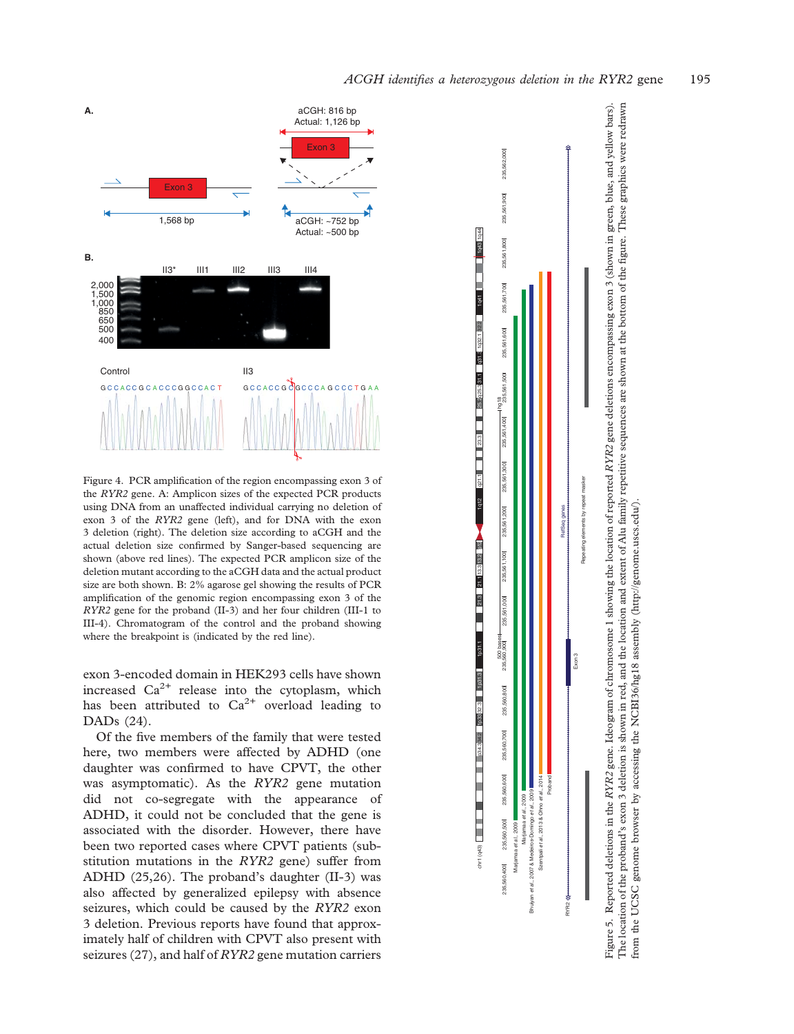Figure 4. PCR amplification of the region encompassing exon 3 of the *RYR2* gene. A: Amplicon sizes of the expected PCR products using DNA from an unaffected individual carrying no deletion of exon 3 of the *RYR2* gene (left), and for DNA with the exon 3 deletion (right). The deletion size according to aCGH and the actual deletion size confirmed by Sanger-based sequencing are shown (above red lines). The expected PCR amplicon size of the deletion mutant according to the aCGH data and the actual product size are both shown. B: 2% agarose gel showing the results of PCR amplification of the genomic region encompassing exon 3 of the *RYR2* gene for the proband (II-3) and her four children (III-1 to III-4). Chromatogram of the control and the proband showing where the breakpoint is (indicated by the red line).

exon 3-encoded domain in HEK293 cells have shown increased $Ca^{2+}$ release into the cytoplasm, which has been attributed to $Ca^{2+}$ overload leading to DADs (24).

Of the five members of the family that were tested here, two members were affected by ADHD (one daughter was confirmed to have CPVT, the other was asymptomatic). As the *RYR2* gene mutation did not co-segregate with the appearance of ADHD, it could not be concluded that the gene is associated with the disorder. However, there have been two reported cases where CPVT patients (substitution mutations in the *RYR2* gene) suffer from ADHD (25,26). The proband's daughter (II-3) was also affected by generalized epilepsy with absence seizures, which could be caused by the *RYR2* exon 3 deletion. Previous reports have found that approximately half of children with CPVT also present with seizures (27), and half of *RYR2* gene mutation carriers

Figure 5. Reported deletions in the *RYR2* gene. Ideogram of chromosome 1 showing the location of reported *RYR2* gene deletions encompassing exon 3 (shown in green, blue, and yellow bars). The location of the proband's exon 3 deletion is shown in red, and the location and extent of Alu family repetitive sequences are shown at the bottom of the figure. These graphics were redrawn from the UCSC genome browser by accessing the NCBI36/hg18 assembly (http://genome.ucsc.edu/).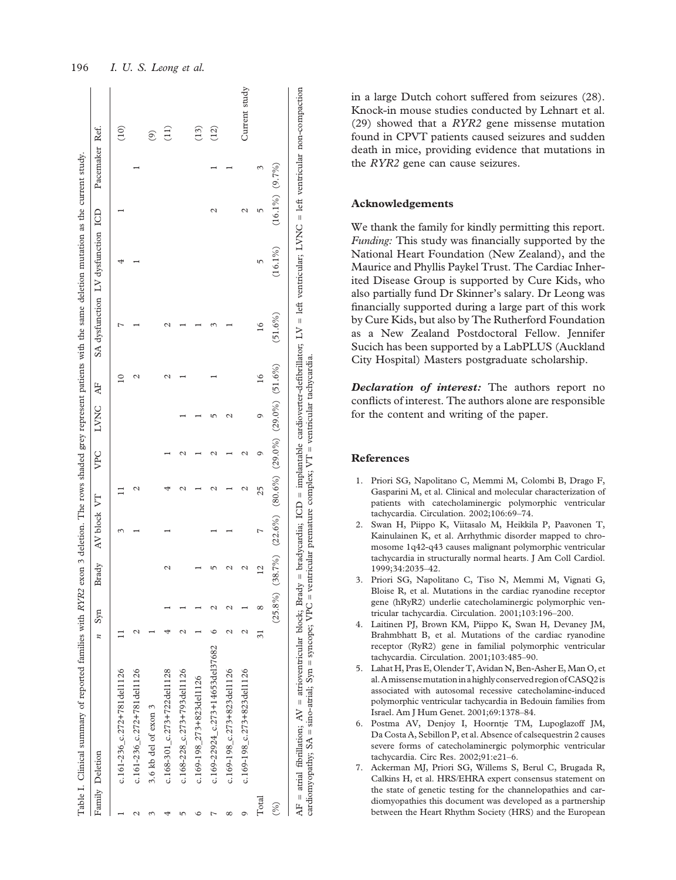Table I. Clinical summary of reported families with *RYR2* exon 3 deletion. The rows shaded grey represent patients with the same deletion mutation as the current study.

| Family | Deletion | *n* | Syn | Brady | AV block | VT | VPC | LVNC | AF | SA dysfunction | LV dysfunction | ICD | Pacemaker | Ref. |
|---|---|---|---|---|---|---|---|---|---|---|---|---|---|---|
| 1 | c.161-236_c.272+781del1126 | 11 | | | 3 | 11 | | | 10 | 7 | 4 | 1 | | (10) |
| 2 | c.161-236_c.272+781del1126 | 2 | | | 1 | 2 | | | 2 | 1 | 1 | | 1 | |
| 3 | 3.6 kb del of exon 3 | 1 | | | | | | | | | | | | (9) |
| 4 | c.168-301_c.273+722del1128 | 4 | 1 | 2 | 1 | 4 | 1 | | 2 | 2 | | | | (11) |
| 5 | c.168-228_c.273+793del1126 | 2 | 1 | | | 2 | 2 | 1 | 1 | 1 | | | | |
| 6 | c.169-198_273+823del1126 | 1 | 1 | 1 | | 1 | 1 | 1 | | 1 | | | | (13) |
| 7 | c.169-22924_c.273+14653del37682 | 6 | 2 | 5 | 1 | 2 | 2 | 5 | 1 | 3 | | 2 | 1 | (12) |
| 8 | c.169-198_c.273+823del1126 | 2 | 2 | 2 | 1 | 1 | 1 | 2 | | 1 | | | 1 | |
| 9 | c.169-198_c.273+823del1126 | 2 | 1 | 2 | | 2 | 2 | | | | | 2 | | Current study |
| Total | | 31 | 8 | 12 | 7 | 25 | 9 | 9 | 16 | 16 | 5 | 5 | 3 | |
| (%) | | | (25.8%) | (38.7%) | (22.6%) | (80.6%) | (29.0%) | (29.0%) | (51.6%) | (51.6%) | (16.1%) | (16.1%) | (9.7%) | |

AF = atrial fibrillation; AV = atrioventricular block; Brady = bradycardia; ICD = implantable cardioverter-defibrillator; LV = left ventricular; LVNC = left ventricular non-compaction cardiomyopathy; SA = sino-atrial; Syn = syncope; VPC = ventricular premature complex; VT = ventricular tachycardia.

in a large Dutch cohort suffered from seizures (28). Knock-in mouse studies conducted by Lehnart et al. (29) showed that a *RYR2* gene missense mutation found in CPVT patients caused seizures and sudden death in mice, providing evidence that mutations in the *RYR2* gene can cause seizures.

## Acknowledgements

We thank the family for kindly permitting this report. *Funding:* This study was financially supported by the National Heart Foundation (New Zealand), and the Maurice and Phyllis Paykel Trust. The Cardiac Inherited Disease Group is supported by Cure Kids, who also partially fund Dr Skinner's salary. Dr Leong was financially supported during a large part of this work by Cure Kids, but also by The Rutherford Foundation as a New Zealand Postdoctoral Fellow. Jennifer Sucich has been supported by a LabPLUS (Auckland City Hospital) Masters postgraduate scholarship.

***Declaration of interest:*** The authors report no conflicts of interest. The authors alone are responsible for the content and writing of the paper.

## References

1. Priori SG, Napolitano C, Memmi M, Colombi B, Drago F, Gasparini M, et al. Clinical and molecular characterization of patients with catecholaminergic polymorphic ventricular tachycardia. Circulation. 2002;106:69–74.
2. Swan H, Piippo K, Viitasalo M, Heikkila P, Paavonen T, Kainulainen K, et al. Arrhythmic disorder mapped to chromosome 1q42-q43 causes malignant polymorphic ventricular tachycardia in structurally normal hearts. J Am Coll Cardiol. 1999;34:2035–42.
3. Priori SG, Napolitano C, Tiso N, Memmi M, Vignati G, Bloise R, et al. Mutations in the cardiac ryanodine receptor gene (hRyR2) underlie catecholaminergic polymorphic ventricular tachycardia. Circulation. 2001;103:196–200.
4. Laitinen PJ, Brown KM, Piippo K, Swan H, Devaney JM, Brahmbhatt B, et al. Mutations of the cardiac ryanodine receptor (RyR2) gene in familial polymorphic ventricular tachycardia. Circulation. 2001;103:485–90.
5. Lahat H, Pras E, Olender T, Avidan N, Ben-Asher E, Man O, et al. A missense mutation in a highly conserved region of CASQ2 is associated with autosomal recessive catecholamine-induced polymorphic ventricular tachycardia in Bedouin families from Israel. Am J Hum Genet. 2001;69:1378–84.
6. Postma AV, Denjoy I, Hoorntje TM, Lupoglazoff JM, Da Costa A, Sebillon P, et al. Absence of calsequestrin 2 causes severe forms of catecholaminergic polymorphic ventricular tachycardia. Circ Res. 2002;91:e21–6.
7. Ackerman MJ, Priori SG, Willems S, Berul C, Brugada R, Calkins H, et al. HRS/EHRA expert consensus statement on the state of genetic testing for the channelopathies and cardiomyopathies this document was developed as a partnership between the Heart Rhythm Society (HRS) and the European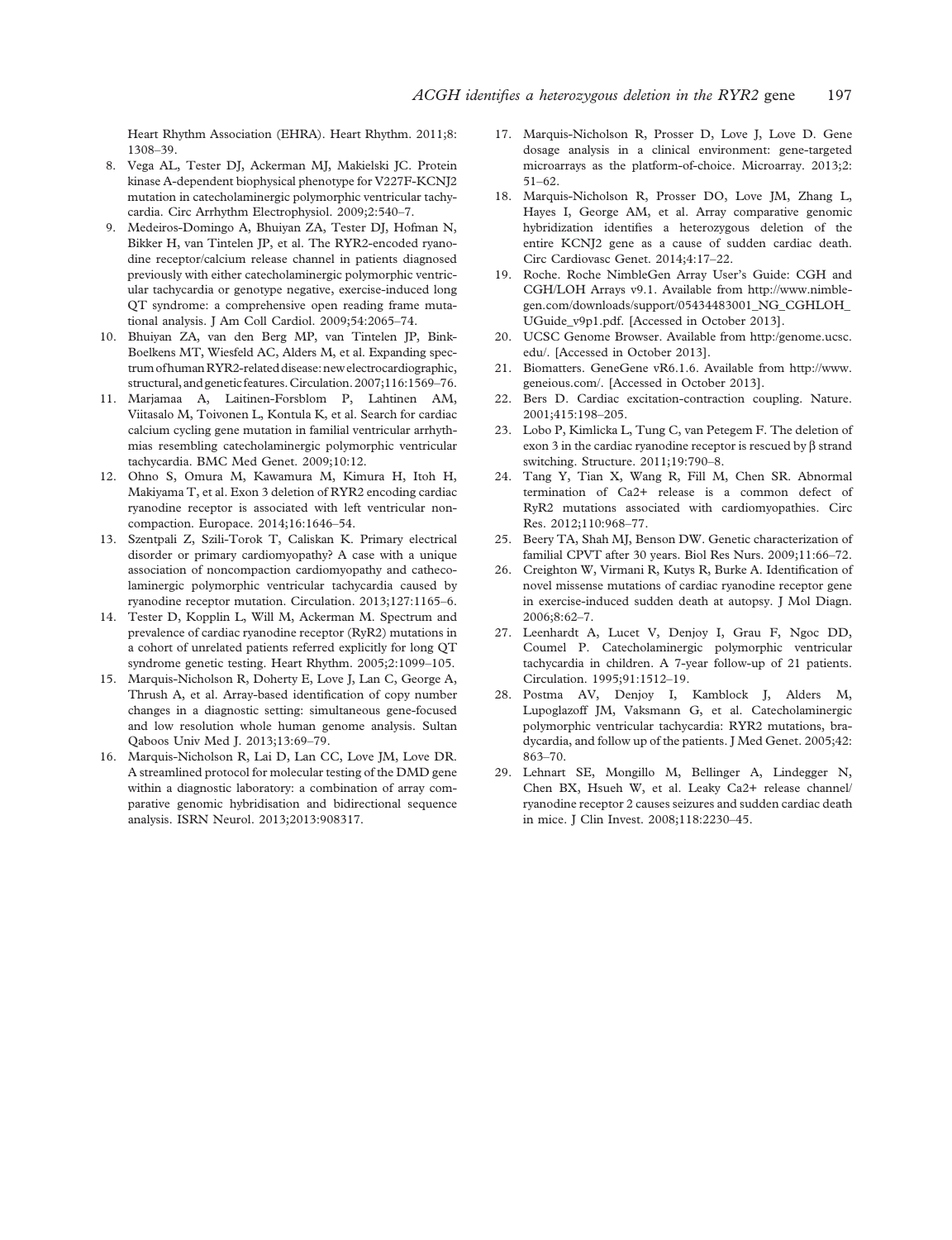Heart Rhythm Association (EHRA). Heart Rhythm. 2011;8: 1308–39.

8. Vega AL, Tester DJ, Ackerman MJ, Makielski JC. Protein kinase A-dependent biophysical phenotype for V227F-KCNJ2 mutation in catecholaminergic polymorphic ventricular tachycardia. Circ Arrhythm Electrophysiol. 2009;2:540–7.
9. Medeiros-Domingo A, Bhuiyan ZA, Tester DJ, Hofman N, Bikker H, van Tintelen JP, et al. The RYR2-encoded ryanodine receptor/calcium release channel in patients diagnosed previously with either catecholaminergic polymorphic ventricular tachycardia or genotype negative, exercise-induced long QT syndrome: a comprehensive open reading frame mutational analysis. J Am Coll Cardiol. 2009;54:2065–74.
10. Bhuiyan ZA, van den Berg MP, van Tintelen JP, Bink-Boelkens MT, Wiesfeld AC, Alders M, et al. Expanding spectrum of human RYR2-related disease: new electrocardiographic, structural, and genetic features. Circulation. 2007;116:1569–76.
11. Marjamaa A, Laitinen-Forsblom P, Lahtinen AM, Viitasalo M, Toivonen L, Kontula K, et al. Search for cardiac calcium cycling gene mutation in familial ventricular arrhythmias resembling catecholaminergic polymorphic ventricular tachycardia. BMC Med Genet. 2009;10:12.
12. Ohno S, Omura M, Kawamura M, Kimura H, Itoh H, Makiyama T, et al. Exon 3 deletion of RYR2 encoding cardiac ryanodine receptor is associated with left ventricular noncompaction. Europace. 2014;16:1646–54.
13. Szentpali Z, Szili-Torok T, Caliskan K. Primary electrical disorder or primary cardiomyopathy? A case with a unique association of noncompaction cardiomyopathy and catecholaminergic polymorphic ventricular tachycardia caused by ryanodine receptor mutation. Circulation. 2013;127:1165–6.
14. Tester D, Kopplin L, Will M, Ackerman M. Spectrum and prevalence of cardiac ryanodine receptor (RyR2) mutations in a cohort of unrelated patients referred explicitly for long QT syndrome genetic testing. Heart Rhythm. 2005;2:1099–105.
15. Marquis-Nicholson R, Doherty E, Love J, Lan C, George A, Thrush A, et al. Array-based identification of copy number changes in a diagnostic setting: simultaneous gene-focused and low resolution whole human genome analysis. Sultan Qaboos Univ Med J. 2013;13:69–79.
16. Marquis-Nicholson R, Lai D, Lan CC, Love JM, Love DR. A streamlined protocol for molecular testing of the DMD gene within a diagnostic laboratory: a combination of array comparative genomic hybridisation and bidirectional sequence analysis. ISRN Neurol. 2013;2013:908317.
17. Marquis-Nicholson R, Prosser D, Love J, Love D. Gene dosage analysis in a clinical environment: gene-targeted microarrays as the platform-of-choice. Microarray. 2013;2: 51–62.
18. Marquis-Nicholson R, Prosser DO, Love JM, Zhang L, Hayes I, George AM, et al. Array comparative genomic hybridization identifies a heterozygous deletion of the entire KCNJ2 gene as a cause of sudden cardiac death. Circ Cardiovasc Genet. 2014;4:17–22.
19. Roche. Roche NimbleGen Array User's Guide: CGH and CGH/LOH Arrays v9.1. Available from http://www.nimblegen.com/downloads/support/05434483001_NG_CGHLOH_UGuide_v9p1.pdf. [Accessed in October 2013].
20. UCSC Genome Browser. Available from http:/genome.ucsc.edu/. [Accessed in October 2013].
21. Biomatters. GeneGene vR6.1.6. Available from http://www.geneious.com/. [Accessed in October 2013].
22. Bers D. Cardiac excitation-contraction coupling. Nature. 2001;415:198–205.
23. Lobo P, Kimlicka L, Tung C, van Petegem F. The deletion of exon 3 in the cardiac ryanodine receptor is rescued by β strand switching. Structure. 2011;19:790–8.
24. Tang Y, Tian X, Wang R, Fill M, Chen SR. Abnormal termination of Ca2+ release is a common defect of RyR2 mutations associated with cardiomyopathies. Circ Res. 2012;110:968–77.
25. Beery TA, Shah MJ, Benson DW. Genetic characterization of familial CPVT after 30 years. Biol Res Nurs. 2009;11:66–72.
26. Creighton W, Virmani R, Kutys R, Burke A. Identification of novel missense mutations of cardiac ryanodine receptor gene in exercise-induced sudden death at autopsy. J Mol Diagn. 2006;8:62–7.
27. Leenhardt A, Lucet V, Denjoy I, Grau F, Ngoc DD, Coumel P. Catecholaminergic polymorphic ventricular tachycardia in children. A 7-year follow-up of 21 patients. Circulation. 1995;91:1512–19.
28. Postma AV, Denjoy I, Kamblock J, Alders M, Lupoglazoff JM, Vaksmann G, et al. Catecholaminergic polymorphic ventricular tachycardia: RYR2 mutations, bradycardia, and follow up of the patients. J Med Genet. 2005;42: 863–70.
29. Lehnart SE, Mongillo M, Bellinger A, Lindegger N, Chen BX, Hsueh W, et al. Leaky Ca2+ release channel/ryanodine receptor 2 causes seizures and sudden cardiac death in mice. J Clin Invest. 2008;118:2230–45.